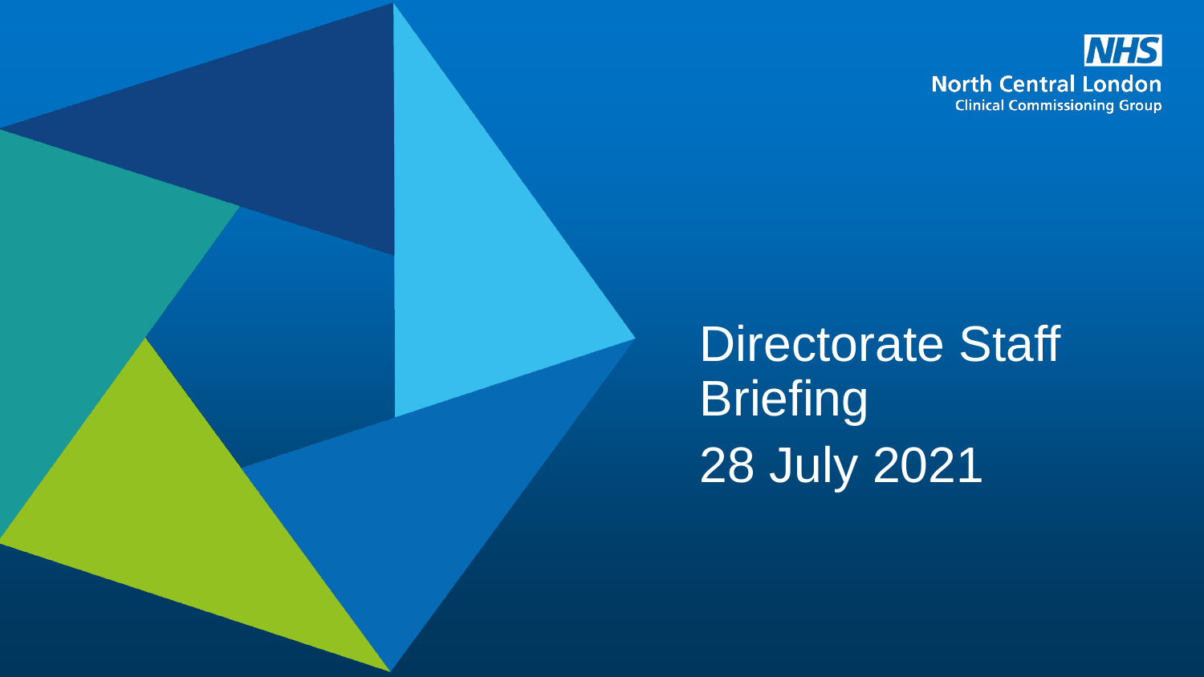NHS

North Central London
Clinical Commissioning Group

# Directorate Staff Briefing

28 July 2021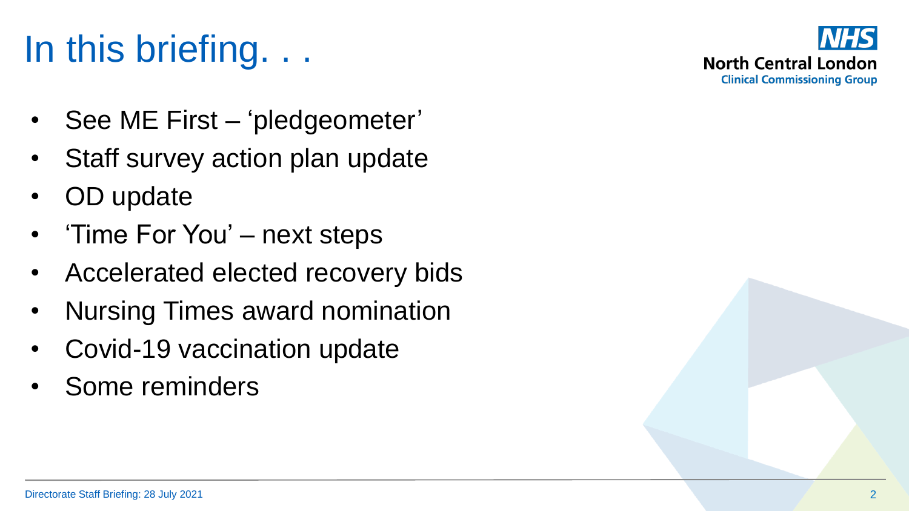# In this briefing. . .

- See ME First – 'pledgeometer'
- Staff survey action plan update
- OD update
- 'Time For You' – next steps
- Accelerated elected recovery bids
- Nursing Times award nomination
- Covid-19 vaccination update
- Some reminders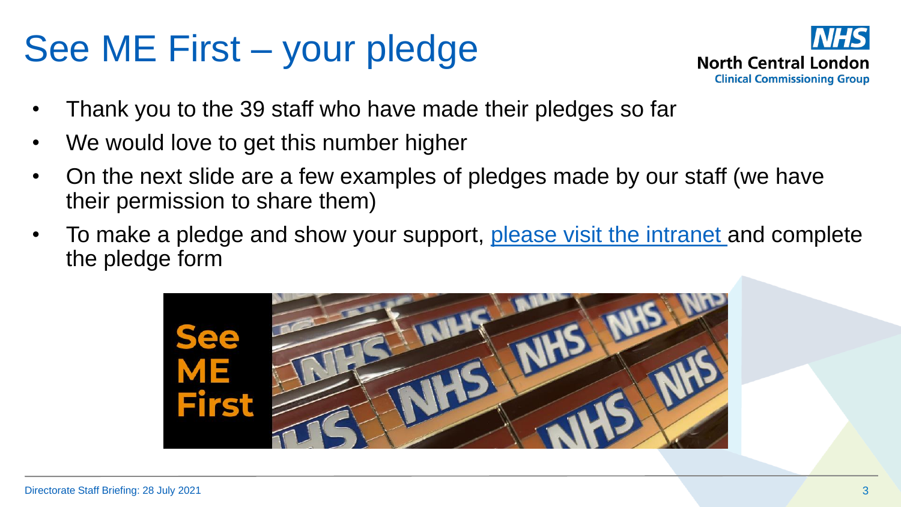# See ME First – your pledge

- Thank you to the 39 staff who have made their pledges so far
- We would love to get this number higher
- On the next slide are a few examples of pledges made by our staff (we have their permission to share them)
- To make a pledge and show your support, please visit the intranet and complete the pledge form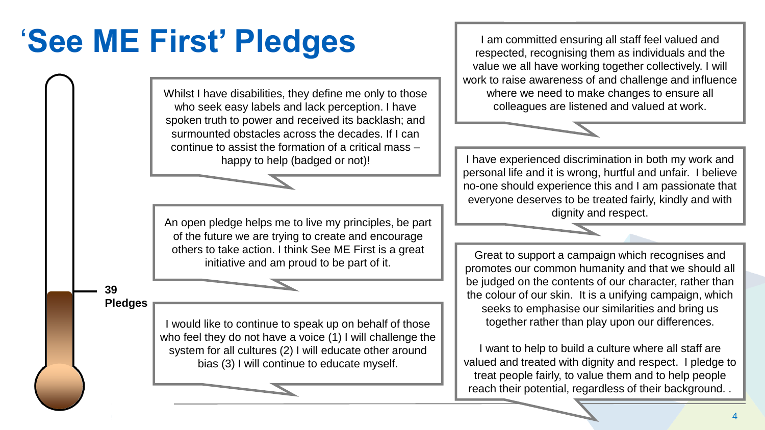# 'See ME First' Pledges

**39 Pledges**

Whilst I have disabilities, they define me only to those who seek easy labels and lack perception. I have spoken truth to power and received its backlash; and surmounted obstacles across the decades. If I can continue to assist the formation of a critical mass – happy to help (badged or not)!

An open pledge helps me to live my principles, be part of the future we are trying to create and encourage others to take action. I think See ME First is a great initiative and am proud to be part of it.

I would like to continue to speak up on behalf of those who feel they do not have a voice (1) I will challenge the system for all cultures (2) I will educate other around bias (3) I will continue to educate myself.

I am committed ensuring all staff feel valued and respected, recognising them as individuals and the value we all have working together collectively. I will work to raise awareness of and challenge and influence where we need to make changes to ensure all colleagues are listened and valued at work.

I have experienced discrimination in both my work and personal life and it is wrong, hurtful and unfair. I believe no-one should experience this and I am passionate that everyone deserves to be treated fairly, kindly and with dignity and respect.

Great to support a campaign which recognises and promotes our common humanity and that we should all be judged on the contents of our character, rather than the colour of our skin. It is a unifying campaign, which seeks to emphasise our similarities and bring us together rather than play upon our differences.

I want to help to build a culture where all staff are valued and treated with dignity and respect. I pledge to treat people fairly, to value them and to help people reach their potential, regardless of their background. .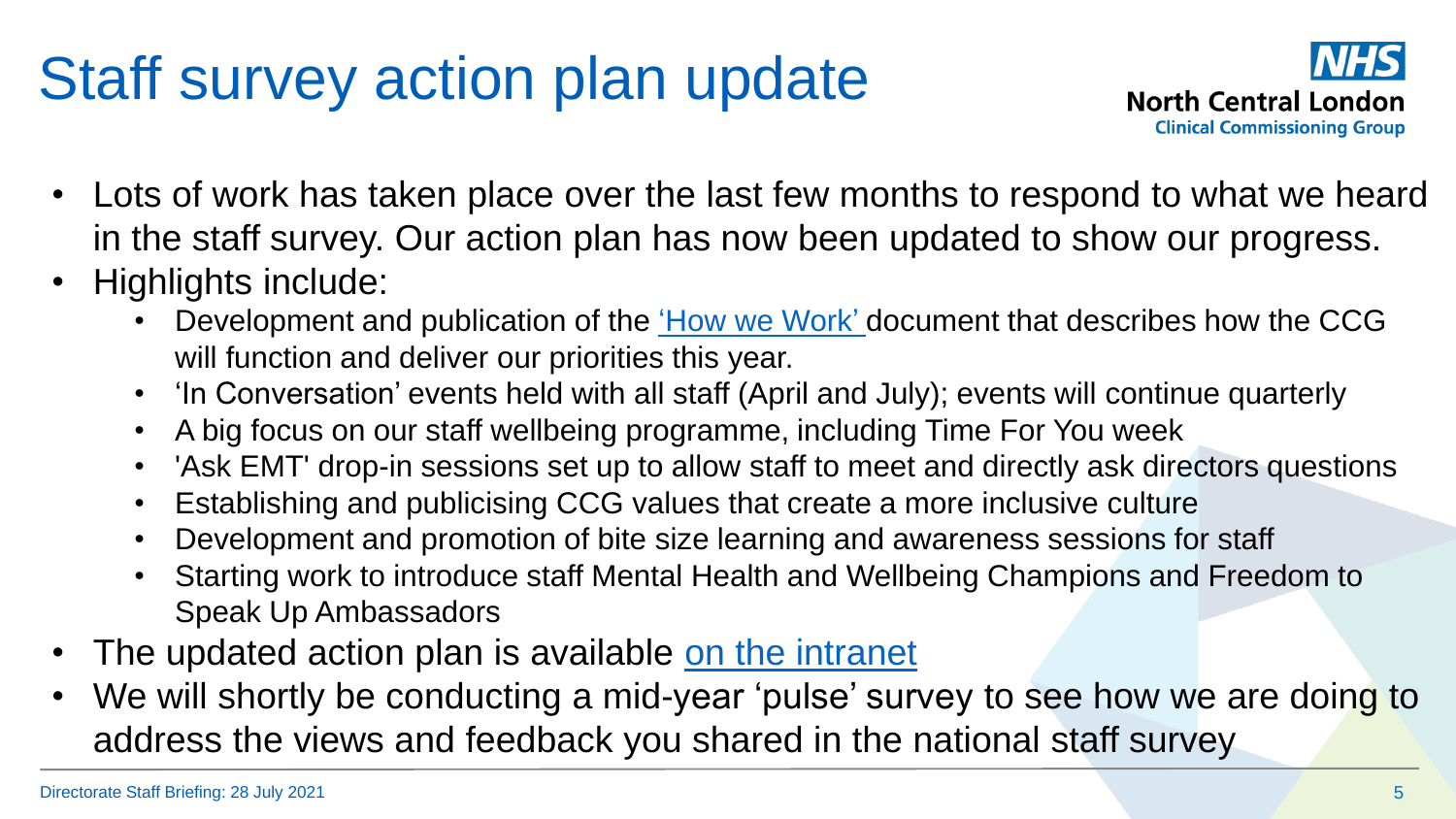# Staff survey action plan update

- Lots of work has taken place over the last few months to respond to what we heard in the staff survey. Our action plan has now been updated to show our progress.
- Highlights include:
  - Development and publication of the 'How we Work' document that describes how the CCG will function and deliver our priorities this year.
  - 'In Conversation' events held with all staff (April and July); events will continue quarterly
  - A big focus on our staff wellbeing programme, including Time For You week
  - 'Ask EMT' drop-in sessions set up to allow staff to meet and directly ask directors questions
  - Establishing and publicising CCG values that create a more inclusive culture
  - Development and promotion of bite size learning and awareness sessions for staff
  - Starting work to introduce staff Mental Health and Wellbeing Champions and Freedom to Speak Up Ambassadors
- The updated action plan is available on the intranet
- We will shortly be conducting a mid-year 'pulse' survey to see how we are doing to address the views and feedback you shared in the national staff survey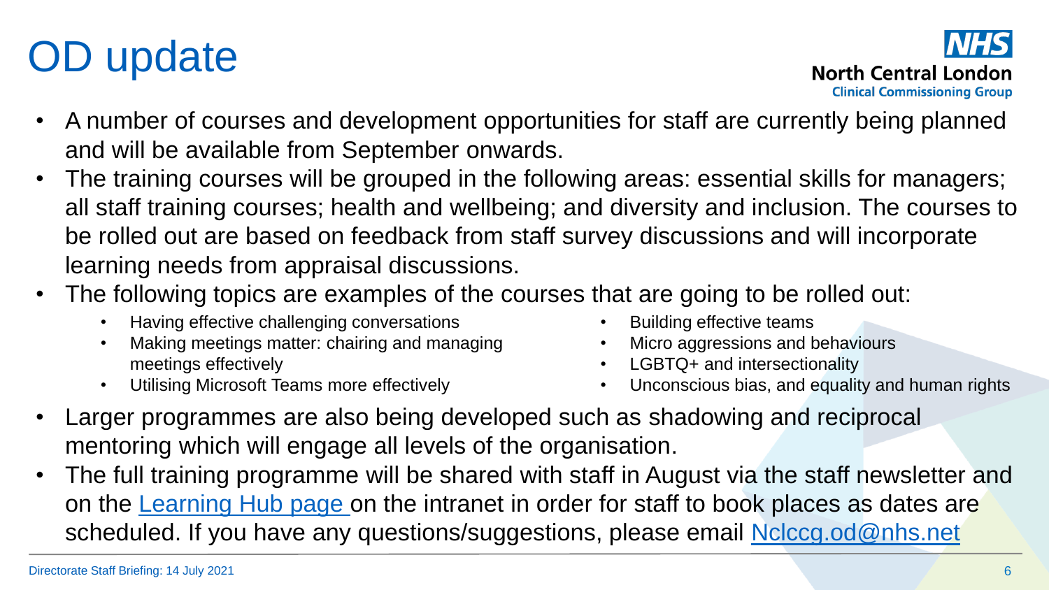# OD update

- A number of courses and development opportunities for staff are currently being planned and will be available from September onwards.
- The training courses will be grouped in the following areas: essential skills for managers; all staff training courses; health and wellbeing; and diversity and inclusion. The courses to be rolled out are based on feedback from staff survey discussions and will incorporate learning needs from appraisal discussions.
- The following topics are examples of the courses that are going to be rolled out:
  - Having effective challenging conversations
  - Making meetings matter: chairing and managing meetings effectively
  - Utilising Microsoft Teams more effectively
  - Building effective teams
  - Micro aggressions and behaviours
  - LGBTQ+ and intersectionality
  - Unconscious bias, and equality and human rights
- Larger programmes are also being developed such as shadowing and reciprocal mentoring which will engage all levels of the organisation.
- The full training programme will be shared with staff in August via the staff newsletter and on the Learning Hub page on the intranet in order for staff to book places as dates are scheduled. If you have any questions/suggestions, please email Nclccg.od@nhs.net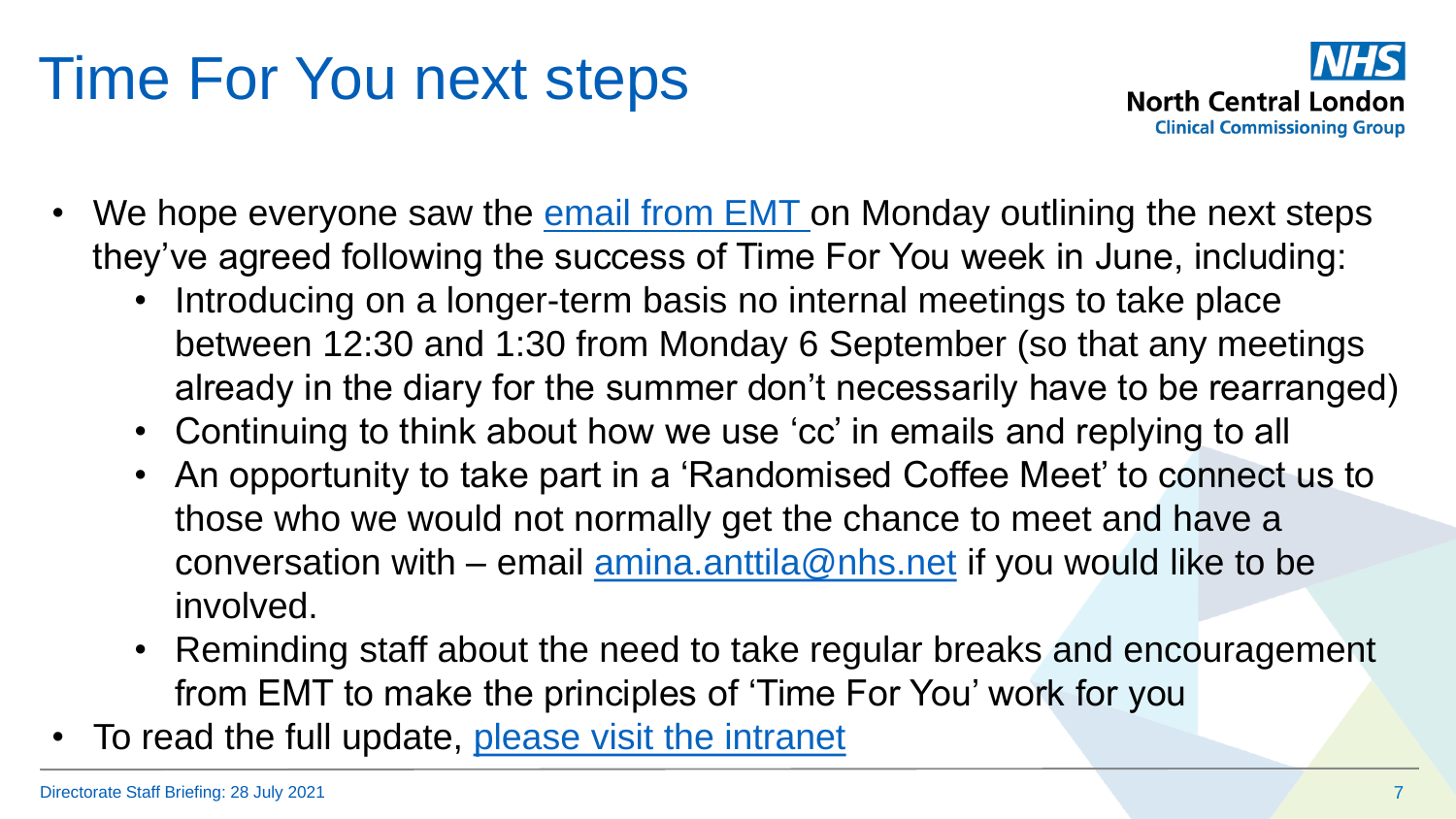# Time For You next steps

- We hope everyone saw the email from EMT on Monday outlining the next steps they've agreed following the success of Time For You week in June, including:
  - Introducing on a longer-term basis no internal meetings to take place between 12:30 and 1:30 from Monday 6 September (so that any meetings already in the diary for the summer don't necessarily have to be rearranged)
  - Continuing to think about how we use 'cc' in emails and replying to all
  - An opportunity to take part in a 'Randomised Coffee Meet' to connect us to those who we would not normally get the chance to meet and have a conversation with – email amina.anttila@nhs.net if you would like to be involved.
  - Reminding staff about the need to take regular breaks and encouragement from EMT to make the principles of 'Time For You' work for you
- To read the full update, please visit the intranet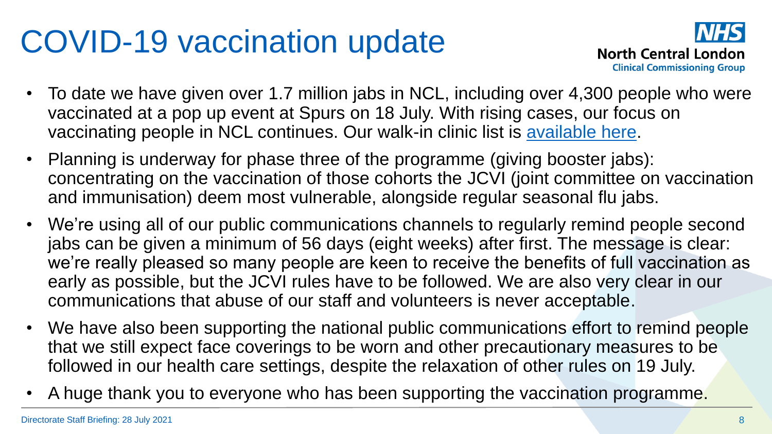# COVID-19 vaccination update

NHS
North Central London
Clinical Commissioning Group

- To date we have given over 1.7 million jabs in NCL, including over 4,300 people who were vaccinated at a pop up event at Spurs on 18 July. With rising cases, our focus on vaccinating people in NCL continues. Our walk-in clinic list is available here.
- Planning is underway for phase three of the programme (giving booster jabs): concentrating on the vaccination of those cohorts the JCVI (joint committee on vaccination and immunisation) deem most vulnerable, alongside regular seasonal flu jabs.
- We're using all of our public communications channels to regularly remind people second jabs can be given a minimum of 56 days (eight weeks) after first. The message is clear: we're really pleased so many people are keen to receive the benefits of full vaccination as early as possible, but the JCVI rules have to be followed. We are also very clear in our communications that abuse of our staff and volunteers is never acceptable.
- We have also been supporting the national public communications effort to remind people that we still expect face coverings to be worn and other precautionary measures to be followed in our health care settings, despite the relaxation of other rules on 19 July.
- A huge thank you to everyone who has been supporting the vaccination programme.

Directorate Staff Briefing: 28 July 2021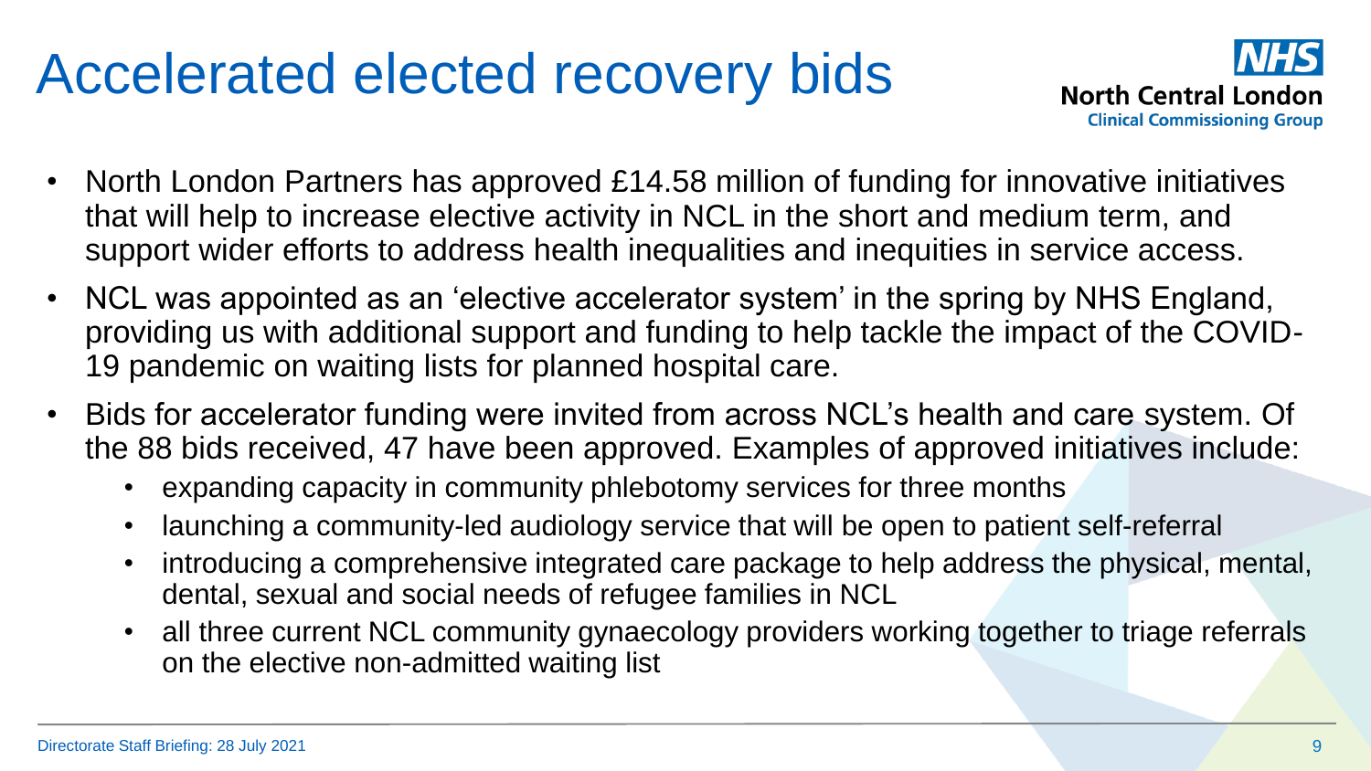# Accelerated elected recovery bids

- North London Partners has approved £14.58 million of funding for innovative initiatives that will help to increase elective activity in NCL in the short and medium term, and support wider efforts to address health inequalities and inequities in service access.
- NCL was appointed as an 'elective accelerator system' in the spring by NHS England, providing us with additional support and funding to help tackle the impact of the COVID-19 pandemic on waiting lists for planned hospital care.
- Bids for accelerator funding were invited from across NCL's health and care system. Of the 88 bids received, 47 have been approved. Examples of approved initiatives include:
  - expanding capacity in community phlebotomy services for three months
  - launching a community-led audiology service that will be open to patient self-referral
  - introducing a comprehensive integrated care package to help address the physical, mental, dental, sexual and social needs of refugee families in NCL
  - all three current NCL community gynaecology providers working together to triage referrals on the elective non-admitted waiting list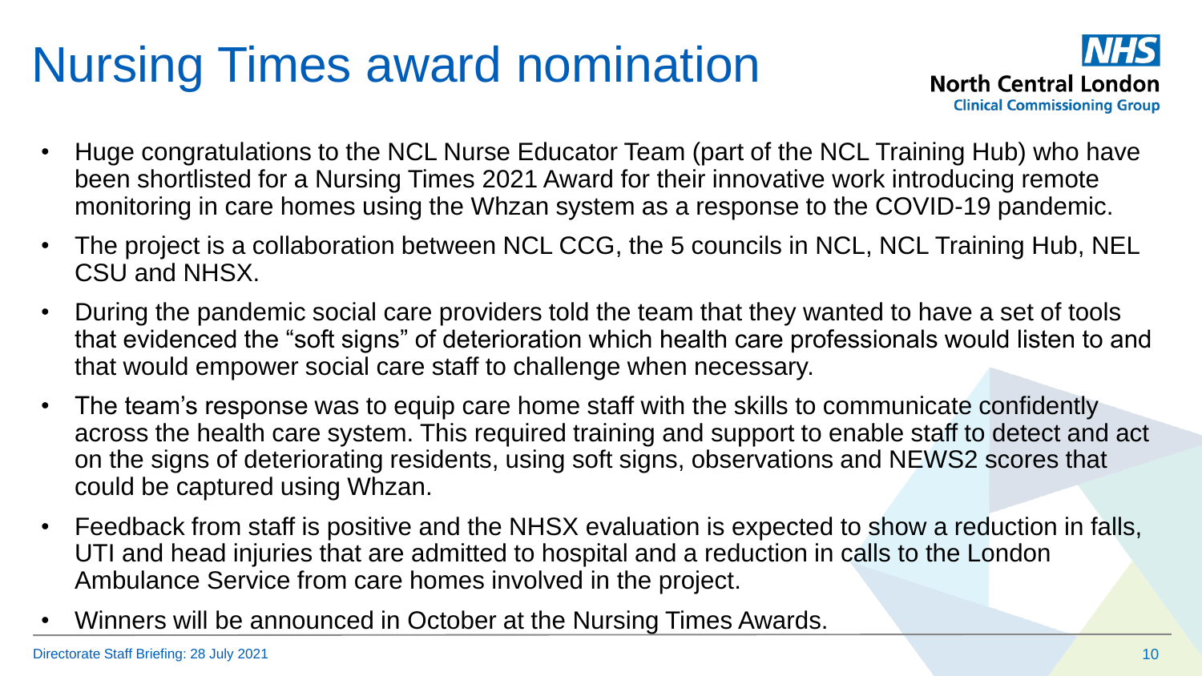# Nursing Times award nomination

- Huge congratulations to the NCL Nurse Educator Team (part of the NCL Training Hub) who have been shortlisted for a Nursing Times 2021 Award for their innovative work introducing remote monitoring in care homes using the Whzan system as a response to the COVID-19 pandemic.
- The project is a collaboration between NCL CCG, the 5 councils in NCL, NCL Training Hub, NEL CSU and NHSX.
- During the pandemic social care providers told the team that they wanted to have a set of tools that evidenced the "soft signs" of deterioration which health care professionals would listen to and that would empower social care staff to challenge when necessary.
- The team's response was to equip care home staff with the skills to communicate confidently across the health care system. This required training and support to enable staff to detect and act on the signs of deteriorating residents, using soft signs, observations and NEWS2 scores that could be captured using Whzan.
- Feedback from staff is positive and the NHSX evaluation is expected to show a reduction in falls, UTI and head injuries that are admitted to hospital and a reduction in calls to the London Ambulance Service from care homes involved in the project.
- Winners will be announced in October at the Nursing Times Awards.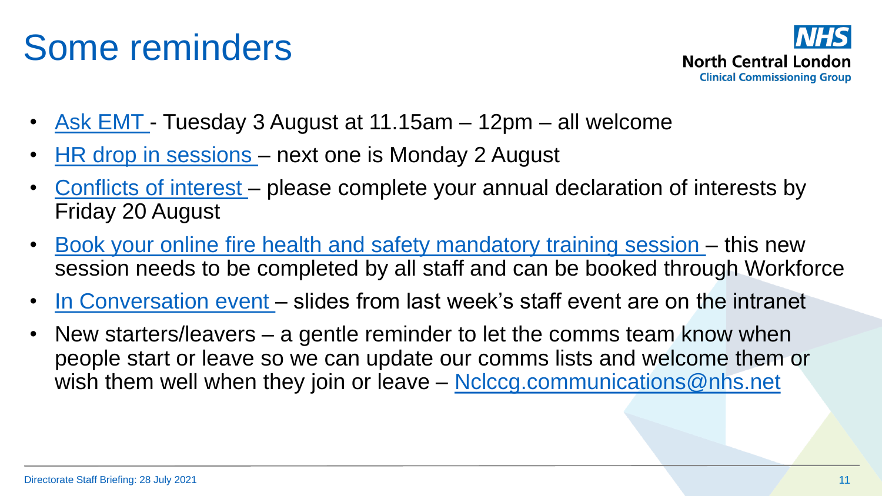# Some reminders

NHS North Central London Clinical Commissioning Group

- Ask EMT - Tuesday 3 August at 11.15am – 12pm – all welcome
- HR drop in sessions – next one is Monday 2 August
- Conflicts of interest – please complete your annual declaration of interests by Friday 20 August
- Book your online fire health and safety mandatory training session – this new session needs to be completed by all staff and can be booked through Workforce
- In Conversation event – slides from last week's staff event are on the intranet
- New starters/leavers – a gentle reminder to let the comms team know when people start or leave so we can update our comms lists and welcome them or wish them well when they join or leave – Nclccg.communications@nhs.net